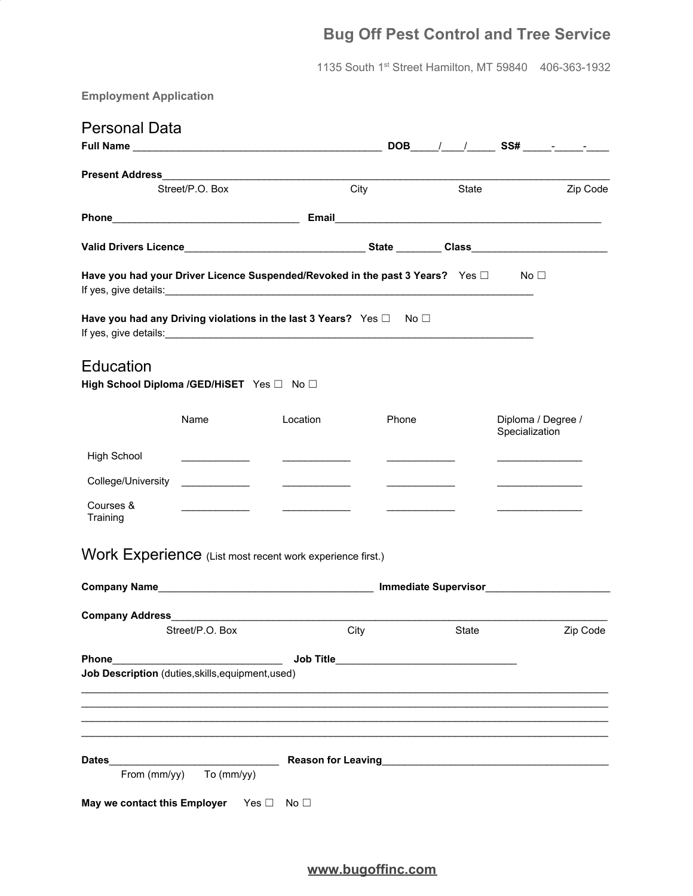# Bug Off Pest Control and Tree Service

1135 South 1st Street Hamilton, MT 59840    406-363-1932

**Employment Application**

## Personal Data

**Full Name** _____________________________________________ **DOB**_____/____/_____ **SS#** _____-_____-____

**Present Address**________________________________________________________________________________

Street/P.O. Box    City    State    Zip Code

**Phone**_________________________________ **Email**________________________________________________

**Valid Drivers Licence**________________________________ **State** ________ **Class**________________________

**Have you had your Driver Licence Suspended/Revoked in the past 3 Years?** Yes ☐   No ☐

If yes, give details:_____________________________________________________________________

**Have you had any Driving violations in the last 3 Years?** Yes ☐   No ☐

If yes, give details:_____________________________________________________________________

## Education

**High School Diploma /GED/HiSET** Yes ☐   No ☐

| | Name | Location | Phone | Diploma / Degree / Specialization |
|---|---|---|---|---|
| High School | ____________ | ____________ | ____________ | _______________ |
| College/University | ____________ | ____________ | ____________ | _______________ |
| Courses & Training | ____________ | ____________ | ____________ | _______________ |

## Work Experience (List most recent work experience first.)

**Company Name**______________________________________ **Immediate Supervisor**______________________

**Company Address**_____________________________________________________________________________

Street/P.O. Box    City    State    Zip Code

**Phone**______________________________ **Job Title**________________________________

**Job Description** (duties,skills,equipment,used)

____________________________________________________________________________________________

____________________________________________________________________________________________

____________________________________________________________________________________________

____________________________________________________________________________________________

**Dates**______________________________ **Reason for Leaving**_________________________________________

From (mm/yy)    To (mm/yy)

**May we contact this Employer** Yes ☐   No ☐

www.bugoffinc.com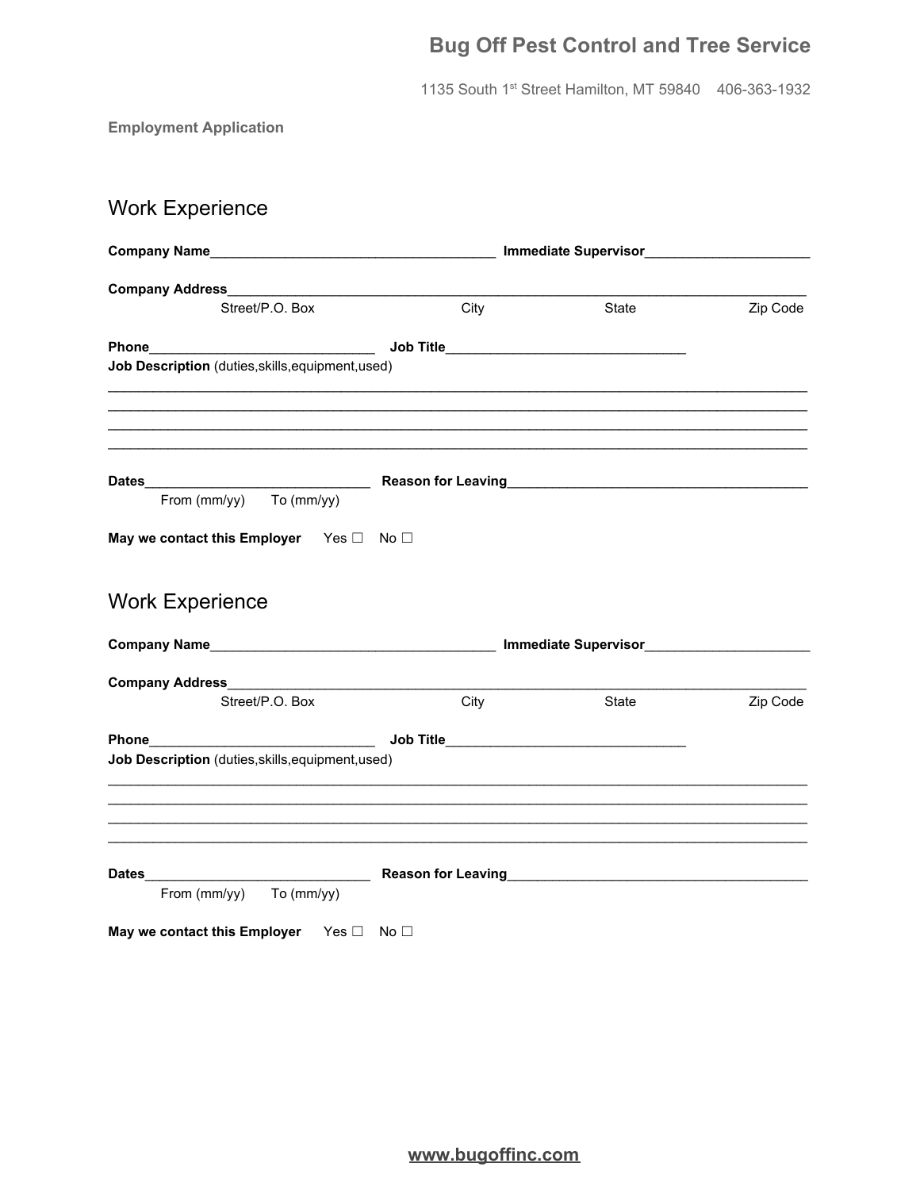**Bug Off Pest Control and Tree Service**

1135 South 1st Street Hamilton, MT 59840    406-363-1932

**Employment Application**

## Work Experience

**Company Name**______________________________________ **Immediate Supervisor**______________________

**Company Address**_____________________________________________________________________________
Street/P.O. Box    City    State    Zip Code

**Phone**______________________________ **Job Title**________________________________
**Job Description** (duties,skills,equipment,used)

_____________________________________________________________________________________________
_____________________________________________________________________________________________
_____________________________________________________________________________________________
_____________________________________________________________________________________________

**Dates**______________________________ **Reason for Leaving**________________________________________
From (mm/yy)    To (mm/yy)

**May we contact this Employer**    Yes ☐    No ☐

## Work Experience

**Company Name**______________________________________ **Immediate Supervisor**______________________

**Company Address**_____________________________________________________________________________
Street/P.O. Box    City    State    Zip Code

**Phone**______________________________ **Job Title**________________________________
**Job Description** (duties,skills,equipment,used)

_____________________________________________________________________________________________
_____________________________________________________________________________________________
_____________________________________________________________________________________________
_____________________________________________________________________________________________

**Dates**______________________________ **Reason for Leaving**________________________________________
From (mm/yy)    To (mm/yy)

**May we contact this Employer**    Yes ☐    No ☐

**www.bugoffinc.com**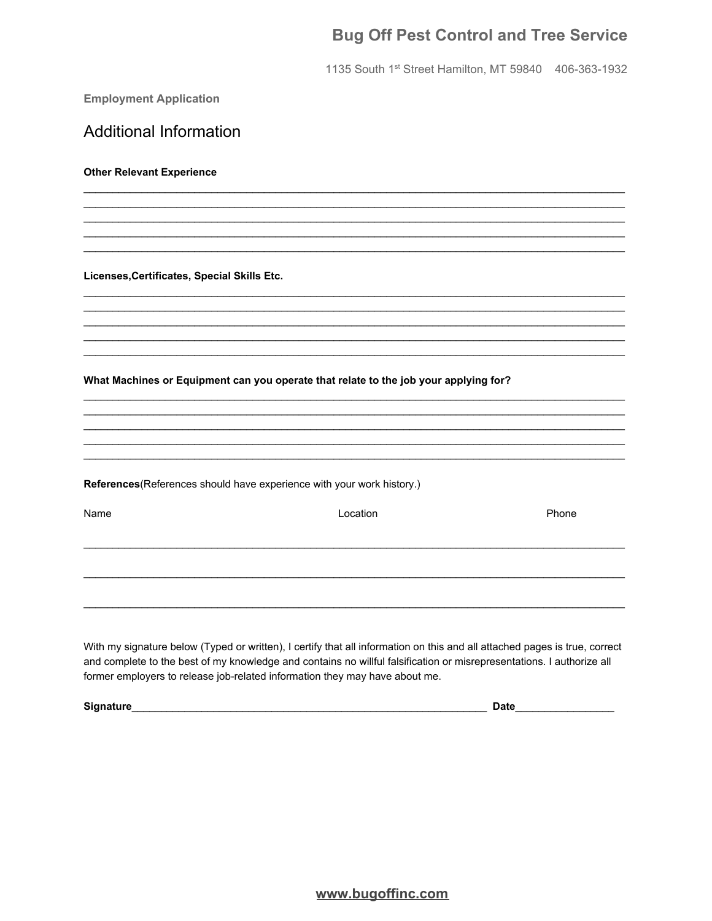# Bug Off Pest Control and Tree Service

1135 South 1st Street Hamilton, MT 59840    406-363-1932

**Employment Application**

## Additional Information

**Other Relevant Experience**

______________________________________________________________________________
______________________________________________________________________________
______________________________________________________________________________
______________________________________________________________________________
______________________________________________________________________________

**Licenses,Certificates, Special Skills Etc.**

______________________________________________________________________________
______________________________________________________________________________
______________________________________________________________________________
______________________________________________________________________________
______________________________________________________________________________

**What Machines or Equipment can you operate that relate to the job your applying for?**

______________________________________________________________________________
______________________________________________________________________________
______________________________________________________________________________
______________________________________________________________________________
______________________________________________________________________________

**References**(References should have experience with your work history.)

| Name | Location | Phone |
|---|---|---|
| | | |
| | | |
| | | |

With my signature below (Typed or written), I certify that all information on this and all attached pages is true, correct and complete to the best of my knowledge and contains no willful falsification or misrepresentations. I authorize all former employers to release job-related information they may have about me.

**Signature**_________________________________________________________ **Date**________________

www.bugoffinc.com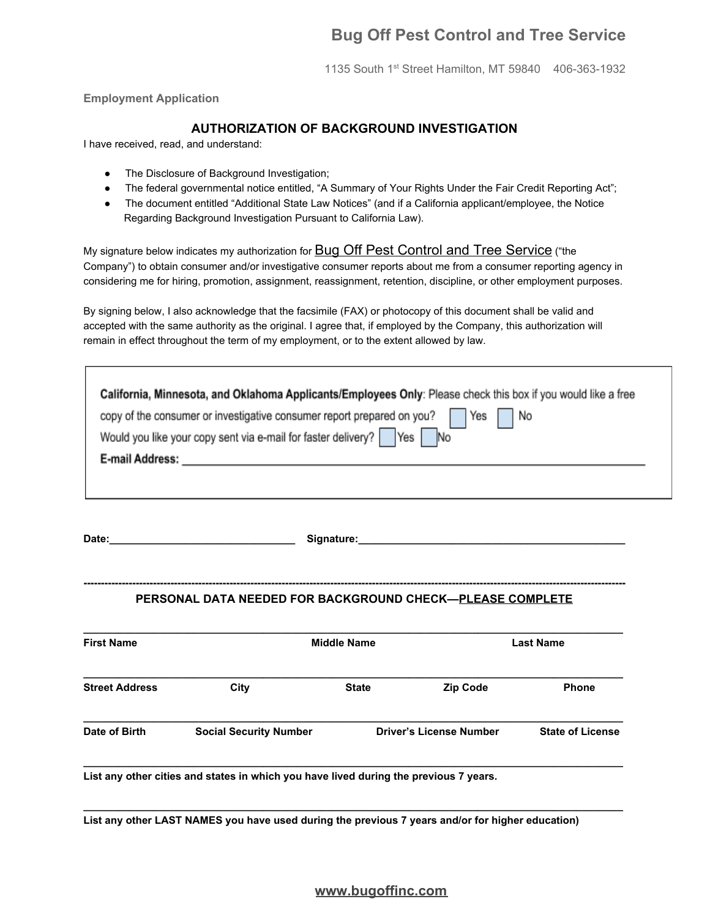# Bug Off Pest Control and Tree Service

1135 South 1st Street Hamilton, MT 59840    406-363-1932

**Employment Application**

## AUTHORIZATION OF BACKGROUND INVESTIGATION

I have received, read, and understand:

- The Disclosure of Background Investigation;
- The federal governmental notice entitled, "A Summary of Your Rights Under the Fair Credit Reporting Act";
- The document entitled "Additional State Law Notices" (and if a California applicant/employee, the Notice Regarding Background Investigation Pursuant to California Law).

My signature below indicates my authorization for Bug Off Pest Control and Tree Service ("the Company") to obtain consumer and/or investigative consumer reports about me from a consumer reporting agency in considering me for hiring, promotion, assignment, reassignment, retention, discipline, or other employment purposes.

By signing below, I also acknowledge that the facsimile (FAX) or photocopy of this document shall be valid and accepted with the same authority as the original. I agree that, if employed by the Company, this authorization will remain in effect throughout the term of my employment, or to the extent allowed by law.

**California, Minnesota, and Oklahoma Applicants/Employees Only**: Please check this box if you would like a free copy of the consumer or investigative consumer report prepared on you? ☐ Yes ☐ No

Would you like your copy sent via e-mail for faster delivery? ☐ Yes ☐ No

**E-mail Address:** ____________________________________________

**Date:**______________________________ **Signature:**____________________________________________

---

### PERSONAL DATA NEEDED FOR BACKGROUND CHECK—PLEASE COMPLETE

______________________________________________________________________

**First Name** **Middle Name** **Last Name**

______________________________________________________________________

**Street Address** **City** **State** **Zip Code** **Phone**

______________________________________________________________________

**Date of Birth** **Social Security Number** **Driver's License Number** **State of License**

______________________________________________________________________

**List any other cities and states in which you have lived during the previous 7 years.**

______________________________________________________________________

**List any other LAST NAMES you have used during the previous 7 years and/or for higher education)**

www.bugoffinc.com